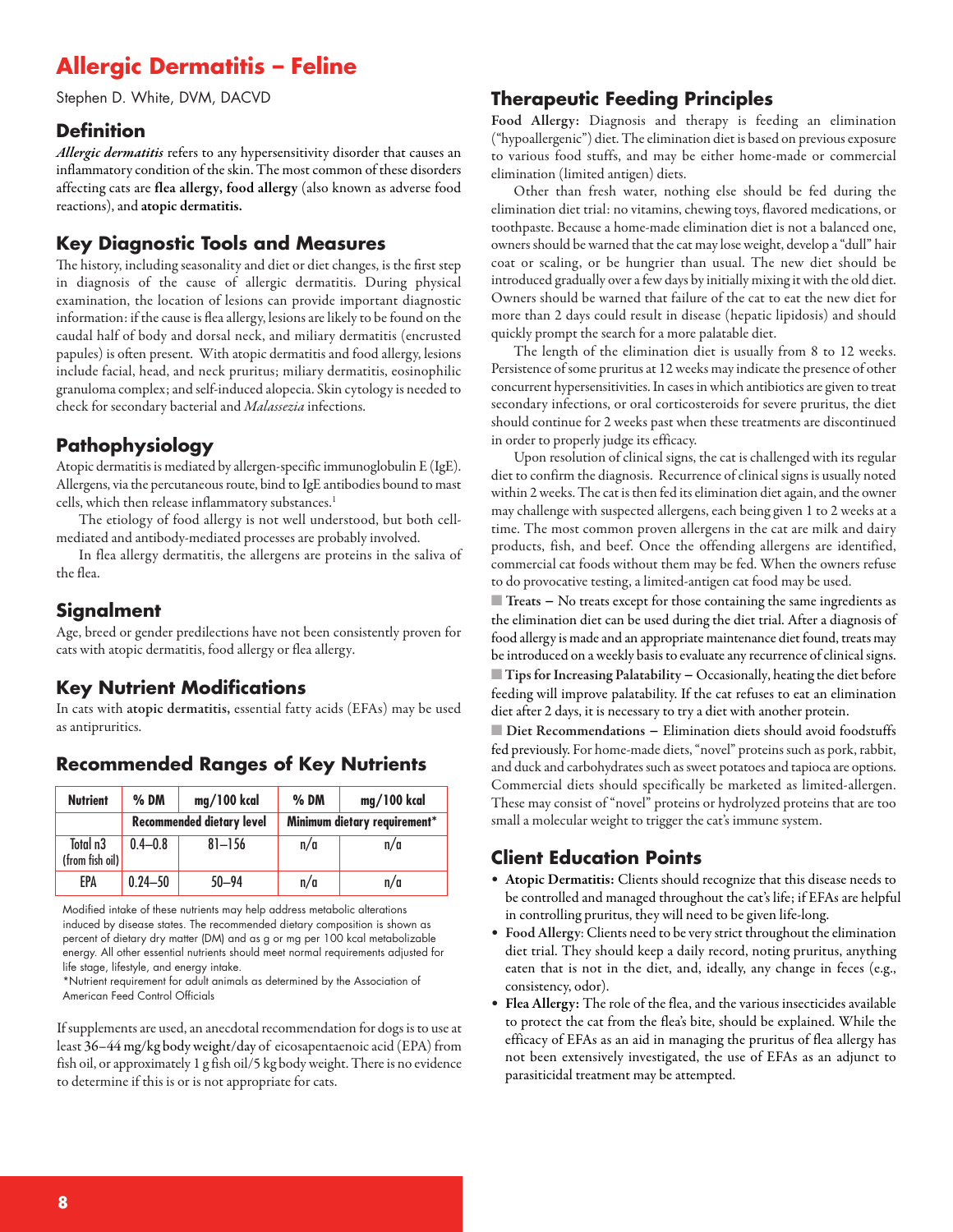# Allergic Dermatitis – Feline

Stephen D. White, DVM, DACVD

## Definition

***Allergic dermatitis*** refers to any hypersensitivity disorder that causes an inflammatory condition of the skin. The most common of these disorders affecting cats are **flea allergy, food allergy** (also known as adverse food reactions), and **atopic dermatitis.**

## Key Diagnostic Tools and Measures

The history, including seasonality and diet or diet changes, is the first step in diagnosis of the cause of allergic dermatitis. During physical examination, the location of lesions can provide important diagnostic information: if the cause is flea allergy, lesions are likely to be found on the caudal half of body and dorsal neck, and miliary dermatitis (encrusted papules) is often present. With atopic dermatitis and food allergy, lesions include facial, head, and neck pruritus; miliary dermatitis, eosinophilic granuloma complex; and self-induced alopecia. Skin cytology is needed to check for secondary bacterial and *Malassezia* infections.

## Pathophysiology

Atopic dermatitis is mediated by allergen-specific immunoglobulin E (IgE). Allergens, via the percutaneous route, bind to IgE antibodies bound to mast cells, which then release inflammatory substances.[1]

The etiology of food allergy is not well understood, but both cell-mediated and antibody-mediated processes are probably involved.

In flea allergy dermatitis, the allergens are proteins in the saliva of the flea.

## Signalment

Age, breed or gender predilections have not been consistently proven for cats with atopic dermatitis, food allergy or flea allergy.

## Key Nutrient Modifications

In cats with **atopic dermatitis,** essential fatty acids (EFAs) may be used as antipruritics.

## Recommended Ranges of Key Nutrients

| Nutrient | % DM | mg/100 kcal | % DM | mg/100 kcal |
|---|---|---|---|---|
| | Recommended dietary level | | Minimum dietary requirement* | |
| Total n3 (from fish oil) | 0.4–0.8 | 81–156 | n/a | n/a |
| EPA | 0.24–50 | 50–94 | n/a | n/a |

Modified intake of these nutrients may help address metabolic alterations induced by disease states. The recommended dietary composition is shown as percent of dietary dry matter (DM) and as g or mg per 100 kcal metabolizable energy. All other essential nutrients should meet normal requirements adjusted for life stage, lifestyle, and energy intake.

*Nutrient requirement for adult animals as determined by the Association of American Feed Control Officials

If supplements are used, an anecdotal recommendation for dogs is to use at least 36–44 mg/kg body weight/day of eicosapentaenoic acid (EPA) from fish oil, or approximately 1 g fish oil/5 kg body weight. There is no evidence to determine if this is or is not appropriate for cats.

## Therapeutic Feeding Principles

**Food Allergy:** Diagnosis and therapy is feeding an elimination ("hypoallergenic") diet. The elimination diet is based on previous exposure to various food stuffs, and may be either home-made or commercial elimination (limited antigen) diets.

Other than fresh water, nothing else should be fed during the elimination diet trial: no vitamins, chewing toys, flavored medications, or toothpaste. Because a home-made elimination diet is not a balanced one, owners should be warned that the cat may lose weight, develop a "dull" hair coat or scaling, or be hungrier than usual. The new diet should be introduced gradually over a few days by initially mixing it with the old diet. Owners should be warned that failure of the cat to eat the new diet for more than 2 days could result in disease (hepatic lipidosis) and should quickly prompt the search for a more palatable diet.

The length of the elimination diet is usually from 8 to 12 weeks. Persistence of some pruritus at 12 weeks may indicate the presence of other concurrent hypersensitivities. In cases in which antibiotics are given to treat secondary infections, or oral corticosteroids for severe pruritus, the diet should continue for 2 weeks past when these treatments are discontinued in order to properly judge its efficacy.

Upon resolution of clinical signs, the cat is challenged with its regular diet to confirm the diagnosis. Recurrence of clinical signs is usually noted within 2 weeks. The cat is then fed its elimination diet again, and the owner may challenge with suspected allergens, each being given 1 to 2 weeks at a time. The most common proven allergens in the cat are milk and dairy products, fish, and beef. Once the offending allergens are identified, commercial cat foods without them may be fed. When the owners refuse to do provocative testing, a limited-antigen cat food may be used.

■ **Treats –** No treats except for those containing the same ingredients as the elimination diet can be used during the diet trial. After a diagnosis of food allergy is made and an appropriate maintenance diet found, treats may be introduced on a weekly basis to evaluate any recurrence of clinical signs.

■ **Tips for Increasing Palatability –** Occasionally, heating the diet before feeding will improve palatability. If the cat refuses to eat an elimination diet after 2 days, it is necessary to try a diet with another protein.

■ **Diet Recommendations –** Elimination diets should avoid foodstuffs fed previously. For home-made diets, "novel" proteins such as pork, rabbit, and duck and carbohydrates such as sweet potatoes and tapioca are options. Commercial diets should specifically be marketed as limited-allergen. These may consist of "novel" proteins or hydrolyzed proteins that are too small a molecular weight to trigger the cat's immune system.

## Client Education Points

- **Atopic Dermatitis:** Clients should recognize that this disease needs to be controlled and managed throughout the cat's life; if EFAs are helpful in controlling pruritus, they will need to be given life-long.
- **Food Allergy**: Clients need to be very strict throughout the elimination diet trial. They should keep a daily record, noting pruritus, anything eaten that is not in the diet, and, ideally, any change in feces (e.g., consistency, odor).
- **Flea Allergy:** The role of the flea, and the various insecticides available to protect the cat from the flea's bite, should be explained. While the efficacy of EFAs as an aid in managing the pruritus of flea allergy has not been extensively investigated, the use of EFAs as an adjunct to parasiticidal treatment may be attempted.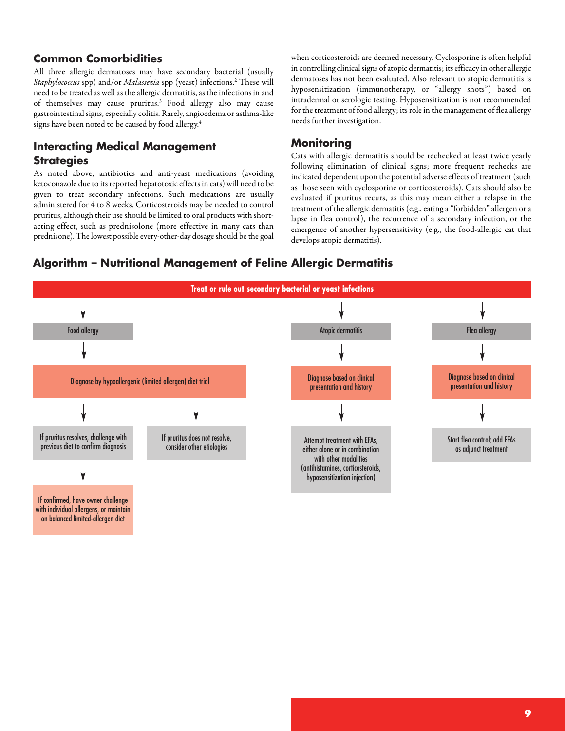## Common Comorbidities

All three allergic dermatoses may have secondary bacterial (usually *Staphylococcus* spp) and/or *Malassezia* spp (yeast) infections.[2] These will need to be treated as well as the allergic dermatitis, as the infections in and of themselves may cause pruritus.[3] Food allergy also may cause gastrointestinal signs, especially colitis. Rarely, angioedema or asthma-like signs have been noted to be caused by food allergy.[4]

## Interacting Medical Management Strategies

As noted above, antibiotics and anti-yeast medications (avoiding ketoconazole due to its reported hepatotoxic effects in cats) will need to be given to treat secondary infections. Such medications are usually administered for 4 to 8 weeks. Corticosteroids may be needed to control pruritus, although their use should be limited to oral products with short-acting effect, such as prednisolone (more effective in many cats than prednisone). The lowest possible every-other-day dosage should be the goal when corticosteroids are deemed necessary. Cyclosporine is often helpful in controlling clinical signs of atopic dermatitis; its efficacy in other allergic dermatoses has not been evaluated. Also relevant to atopic dermatitis is hyposensitization (immunotherapy, or "allergy shots") based on intradermal or serologic testing. Hyposensitization is not recommended for the treatment of food allergy; its role in the management of flea allergy needs further investigation.

## Monitoring

Cats with allergic dermatitis should be rechecked at least twice yearly following elimination of clinical signs; more frequent rechecks are indicated dependent upon the potential adverse effects of treatment (such as those seen with cyclosporine or corticosteroids). Cats should also be evaluated if pruritus recurs, as this may mean either a relapse in the treatment of the allergic dermatitis (e.g., eating a "forbidden" allergen or a lapse in flea control), the recurrence of a secondary infection, or the emergence of another hypersensitivity (e.g., the food-allergic cat that develops atopic dermatitis).

## Algorithm – Nutritional Management of Feline Allergic Dermatitis

Treat or rule out secondary bacterial or yeast infections

Food allergy

Diagnose by hypoallergenic (limited allergen) diet trial

If pruritus resolves, challenge with previous diet to confirm diagnosis

If confirmed, have owner challenge with individual allergens, or maintain on balanced limited-allergen diet

If pruritus does not resolve, consider other etiologies

Atopic dermatitis

Diagnose based on clinical presentation and history

Attempt treatment with EFAs, either alone or in combination with other modalities (antihistamines, corticosteroids, hyposensitization injection)

Flea allergy

Diagnose based on clinical presentation and history

Start flea control; add EFAs as adjunct treatment